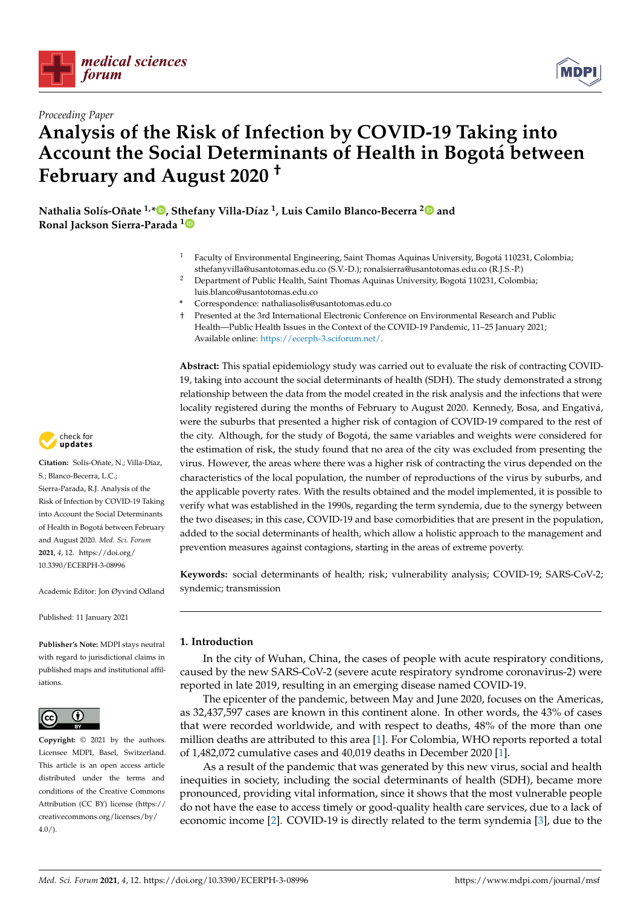*Proceeding Paper*

# Analysis of the Risk of Infection by COVID-19 Taking into Account the Social Determinants of Health in Bogotá between February and August 2020 †

**Nathalia Solís-Oñate [1,*], Sthefany Villa-Díaz [1], Luis Camilo Blanco-Becerra [2] and Ronal Jackson Sierra-Parada [1]**

[1] Faculty of Environmental Engineering, Saint Thomas Aquinas University, Bogotá 110231, Colombia; sthefanyvilla@usantotomas.edu.co (S.V.-D.); ronalsierra@usantotomas.edu.co (R.J.S.-P.)

[2] Department of Public Health, Saint Thomas Aquinas University, Bogotá 110231, Colombia; luis.blanco@usantotomas.edu.co

* Correspondence: nathaliasolis@usantotomas.edu.co

† Presented at the 3rd International Electronic Conference on Environmental Research and Public Health—Public Health Issues in the Context of the COVID-19 Pandemic, 11–25 January 2021; Available online: https://ecerph-3.sciforum.net/.

**Abstract:** This spatial epidemiology study was carried out to evaluate the risk of contracting COVID-19, taking into account the social determinants of health (SDH). The study demonstrated a strong relationship between the data from the model created in the risk analysis and the infections that were locality registered during the months of February to August 2020. Kennedy, Bosa, and Engativá, were the suburbs that presented a higher risk of contagion of COVID-19 compared to the rest of the city. Although, for the study of Bogotá, the same variables and weights were considered for the estimation of risk, the study found that no area of the city was excluded from presenting the virus. However, the areas where there was a higher risk of contracting the virus depended on the characteristics of the local population, the number of reproductions of the virus by suburbs, and the applicable poverty rates. With the results obtained and the model implemented, it is possible to verify what was established in the 1990s, regarding the term syndemia, due to the synergy between the two diseases; in this case, COVID-19 and base comorbidities that are present in the population, added to the social determinants of health, which allow a holistic approach to the management and prevention measures against contagions, starting in the areas of extreme poverty.

**Keywords:** social determinants of health; risk; vulnerability analysis; COVID-19; SARS-CoV-2; syndemic; transmission

**Citation:** Solís-Oñate, N.; Villa-Díaz, S.; Blanco-Becerra, L.C.; Sierra-Parada, R.J. Analysis of the Risk of Infection by COVID-19 Taking into Account the Social Determinants of Health in Bogotá between February and August 2020. *Med. Sci. Forum* **2021**, *4*, 12. https://doi.org/10.3390/ECERPH-3-08996

Academic Editor: Jon Øyvind Odland

Published: 11 January 2021

**Publisher's Note:** MDPI stays neutral with regard to jurisdictional claims in published maps and institutional affiliations.

**Copyright:** © 2021 by the authors. Licensee MDPI, Basel, Switzerland. This article is an open access article distributed under the terms and conditions of the Creative Commons Attribution (CC BY) license (https://creativecommons.org/licenses/by/4.0/).

## 1. Introduction

In the city of Wuhan, China, the cases of people with acute respiratory conditions, caused by the new SARS-CoV-2 (severe acute respiratory syndrome coronavirus-2) were reported in late 2019, resulting in an emerging disease named COVID-19.

The epicenter of the pandemic, between May and June 2020, focuses on the Americas, as 32,437,597 cases are known in this continent alone. In other words, the 43% of cases that were recorded worldwide, and with respect to deaths, 48% of the more than one million deaths are attributed to this area [1]. For Colombia, WHO reports reported a total of 1,482,072 cumulative cases and 40,019 deaths in December 2020 [1].

As a result of the pandemic that was generated by this new virus, social and health inequities in society, including the social determinants of health (SDH), became more pronounced, providing vital information, since it shows that the most vulnerable people do not have the ease to access timely or good-quality health care services, due to a lack of economic income [2]. COVID-19 is directly related to the term syndemia [3], due to the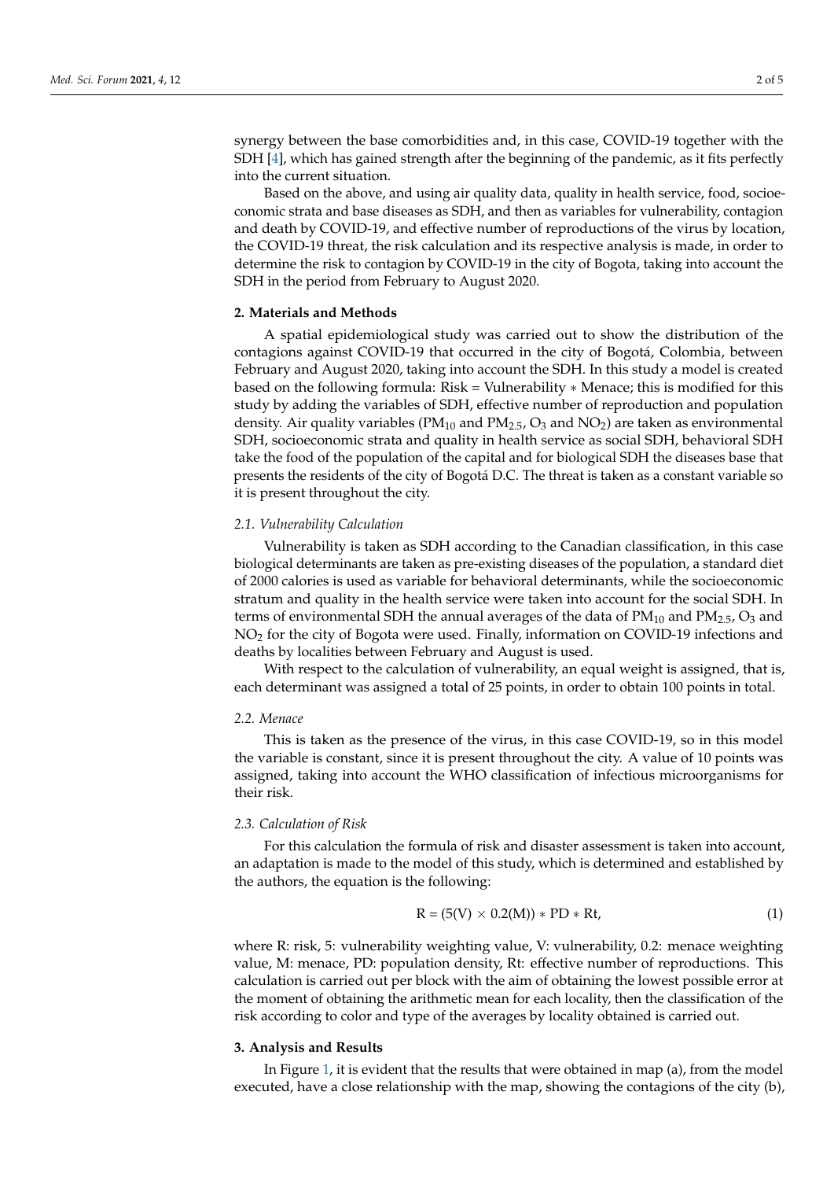synergy between the base comorbidities and, in this case, COVID-19 together with the SDH [4], which has gained strength after the beginning of the pandemic, as it fits perfectly into the current situation.

Based on the above, and using air quality data, quality in health service, food, socioeconomic strata and base diseases as SDH, and then as variables for vulnerability, contagion and death by COVID-19, and effective number of reproductions of the virus by location, the COVID-19 threat, the risk calculation and its respective analysis is made, in order to determine the risk to contagion by COVID-19 in the city of Bogota, taking into account the SDH in the period from February to August 2020.

## 2. Materials and Methods

A spatial epidemiological study was carried out to show the distribution of the contagions against COVID-19 that occurred in the city of Bogotá, Colombia, between February and August 2020, taking into account the SDH. In this study a model is created based on the following formula: Risk = Vulnerability ∗ Menace; this is modified for this study by adding the variables of SDH, effective number of reproduction and population density. Air quality variables ($PM_{10}$ and $PM_{2.5}$, $O_3$ and $NO_2$) are taken as environmental SDH, socioeconomic strata and quality in health service as social SDH, behavioral SDH take the food of the population of the capital and for biological SDH the diseases base that presents the residents of the city of Bogotá D.C. The threat is taken as a constant variable so it is present throughout the city.

### *2.1. Vulnerability Calculation*

Vulnerability is taken as SDH according to the Canadian classification, in this case biological determinants are taken as pre-existing diseases of the population, a standard diet of 2000 calories is used as variable for behavioral determinants, while the socioeconomic stratum and quality in the health service were taken into account for the social SDH. In terms of environmental SDH the annual averages of the data of $PM_{10}$ and $PM_{2.5}$, $O_3$ and $NO_2$ for the city of Bogota were used. Finally, information on COVID-19 infections and deaths by localities between February and August is used.

With respect to the calculation of vulnerability, an equal weight is assigned, that is, each determinant was assigned a total of 25 points, in order to obtain 100 points in total.

### *2.2. Menace*

This is taken as the presence of the virus, in this case COVID-19, so in this model the variable is constant, since it is present throughout the city. A value of 10 points was assigned, taking into account the WHO classification of infectious microorganisms for their risk.

### *2.3. Calculation of Risk*

For this calculation the formula of risk and disaster assessment is taken into account, an adaptation is made to the model of this study, which is determined and established by the authors, the equation is the following:

$$R = (5(V) \times 0.2(M)) * PD * Rt, \quad (1)$$

where R: risk, 5: vulnerability weighting value, V: vulnerability, 0.2: menace weighting value, M: menace, PD: population density, Rt: effective number of reproductions. This calculation is carried out per block with the aim of obtaining the lowest possible error at the moment of obtaining the arithmetic mean for each locality, then the classification of the risk according to color and type of the averages by locality obtained is carried out.

## 3. Analysis and Results

In Figure 1, it is evident that the results that were obtained in map (a), from the model executed, have a close relationship with the map, showing the contagions of the city (b),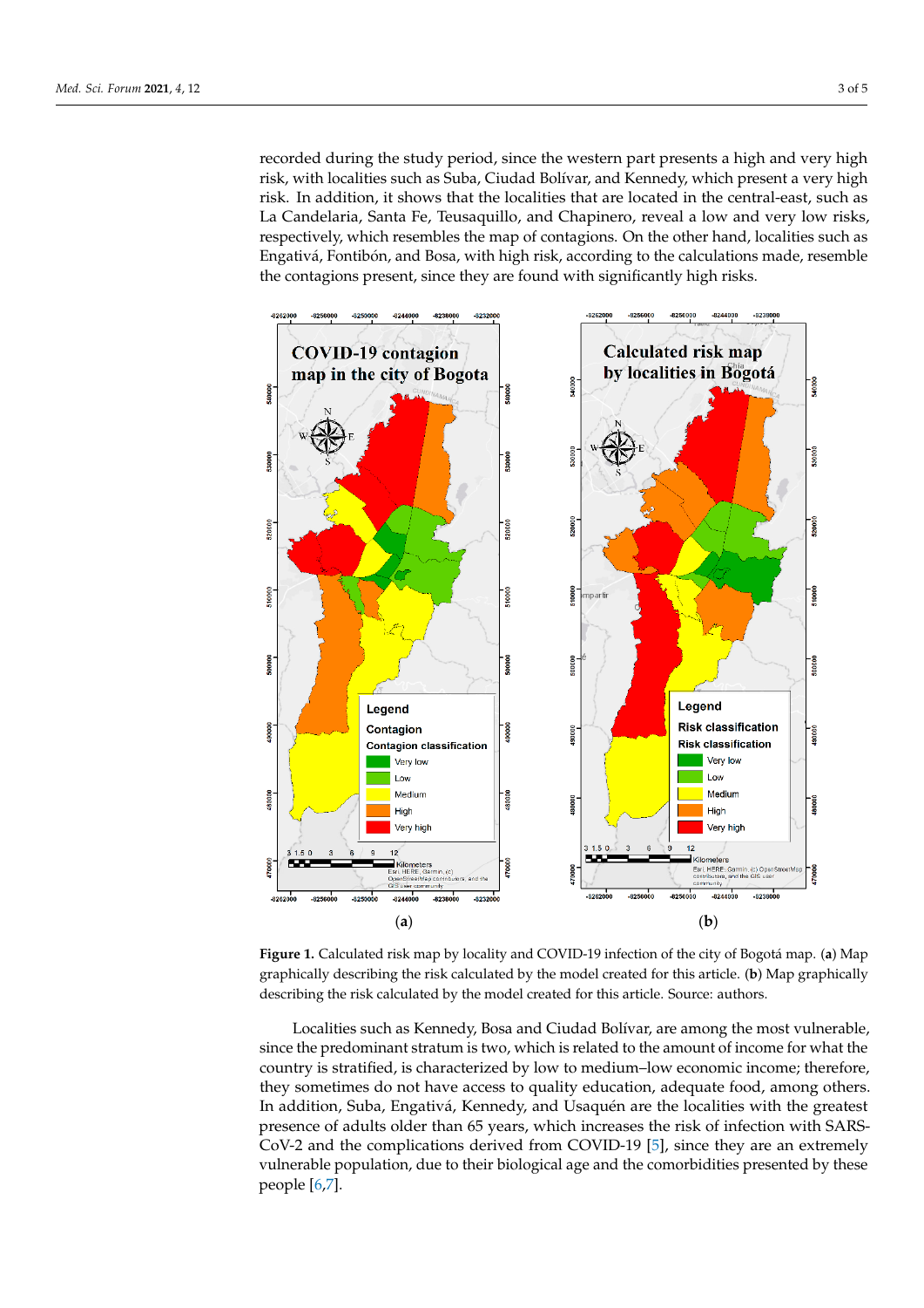recorded during the study period, since the western part presents a high and very high risk, with localities such as Suba, Ciudad Bolívar, and Kennedy, which present a very high risk. In addition, it shows that the localities that are located in the central-east, such as La Candelaria, Santa Fe, Teusaquillo, and Chapinero, reveal a low and very low risks, respectively, which resembles the map of contagions. On the other hand, localities such as Engativá, Fontibón, and Bosa, with high risk, according to the calculations made, resemble the contagions present, since they are found with significantly high risks.

**Figure 1.** Calculated risk map by locality and COVID-19 infection of the city of Bogotá map. (**a**) Map graphically describing the risk calculated by the model created for this article. (**b**) Map graphically describing the risk calculated by the model created for this article. Source: authors.

Localities such as Kennedy, Bosa and Ciudad Bolívar, are among the most vulnerable, since the predominant stratum is two, which is related to the amount of income for what the country is stratified, is characterized by low to medium–low economic income; therefore, they sometimes do not have access to quality education, adequate food, among others. In addition, Suba, Engativá, Kennedy, and Usaquén are the localities with the greatest presence of adults older than 65 years, which increases the risk of infection with SARS-CoV-2 and the complications derived from COVID-19 [5], since they are an extremely vulnerable population, due to their biological age and the comorbidities presented by these people [6,7].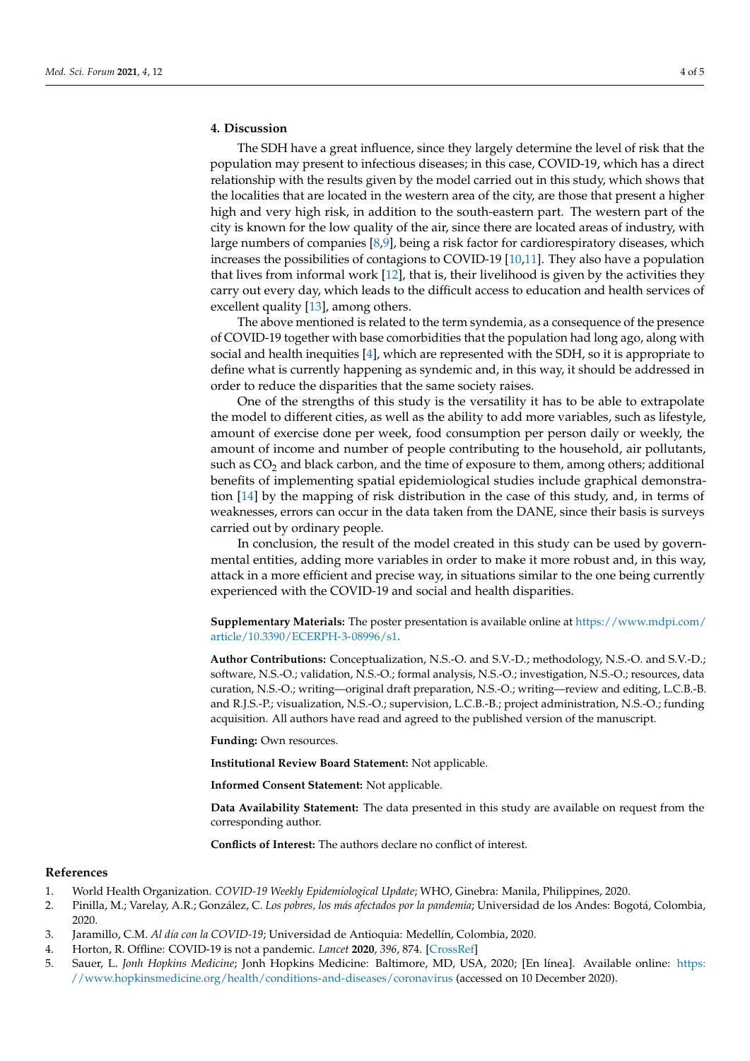## 4. Discussion

The SDH have a great influence, since they largely determine the level of risk that the population may present to infectious diseases; in this case, COVID-19, which has a direct relationship with the results given by the model carried out in this study, which shows that the localities that are located in the western area of the city, are those that present a higher high and very high risk, in addition to the south-eastern part. The western part of the city is known for the low quality of the air, since there are located areas of industry, with large numbers of companies [8,9], being a risk factor for cardiorespiratory diseases, which increases the possibilities of contagions to COVID-19 [10,11]. They also have a population that lives from informal work [12], that is, their livelihood is given by the activities they carry out every day, which leads to the difficult access to education and health services of excellent quality [13], among others.

The above mentioned is related to the term syndemia, as a consequence of the presence of COVID-19 together with base comorbidities that the population had long ago, along with social and health inequities [4], which are represented with the SDH, so it is appropriate to define what is currently happening as syndemic and, in this way, it should be addressed in order to reduce the disparities that the same society raises.

One of the strengths of this study is the versatility it has to be able to extrapolate the model to different cities, as well as the ability to add more variables, such as lifestyle, amount of exercise done per week, food consumption per person daily or weekly, the amount of income and number of people contributing to the household, air pollutants, such as $CO_2$ and black carbon, and the time of exposure to them, among others; additional benefits of implementing spatial epidemiological studies include graphical demonstration [14] by the mapping of risk distribution in the case of this study, and, in terms of weaknesses, errors can occur in the data taken from the DANE, since their basis is surveys carried out by ordinary people.

In conclusion, the result of the model created in this study can be used by governmental entities, adding more variables in order to make it more robust and, in this way, attack in a more efficient and precise way, in situations similar to the one being currently experienced with the COVID-19 and social and health disparities.

**Supplementary Materials:** The poster presentation is available online at https://www.mdpi.com/article/10.3390/ECERPH-3-08996/s1.

**Author Contributions:** Conceptualization, N.S.-O. and S.V.-D.; methodology, N.S.-O. and S.V.-D.; software, N.S.-O.; validation, N.S.-O.; formal analysis, N.S.-O.; investigation, N.S.-O.; resources, data curation, N.S.-O.; writing—original draft preparation, N.S.-O.; writing—review and editing, L.C.B.-B. and R.J.S.-P.; visualization, N.S.-O.; supervision, L.C.B.-B.; project administration, N.S.-O.; funding acquisition. All authors have read and agreed to the published version of the manuscript.

**Funding:** Own resources.

**Institutional Review Board Statement:** Not applicable.

**Informed Consent Statement:** Not applicable.

**Data Availability Statement:** The data presented in this study are available on request from the corresponding author.

**Conflicts of Interest:** The authors declare no conflict of interest.

## References

1. World Health Organization. *COVID-19 Weekly Epidemiological Update*; WHO, Ginebra: Manila, Philippines, 2020.
2. Pinilla, M.; Varelay, A.R.; González, C. *Los pobres, los más afectados por la pandemia*; Universidad de los Andes: Bogotá, Colombia, 2020.
3. Jaramillo, C.M. *Al día con la COVID-19*; Universidad de Antioquia: Medellín, Colombia, 2020.
4. Horton, R. Offline: COVID-19 is not a pandemic. *Lancet* **2020**, *396*, 874. [CrossRef]
5. Sauer, L. *Jonh Hopkins Medicine*; Jonh Hopkins Medicine: Baltimore, MD, USA, 2020; [En línea]. Available online: https://www.hopkinsmedicine.org/health/conditions-and-diseases/coronavirus (accessed on 10 December 2020).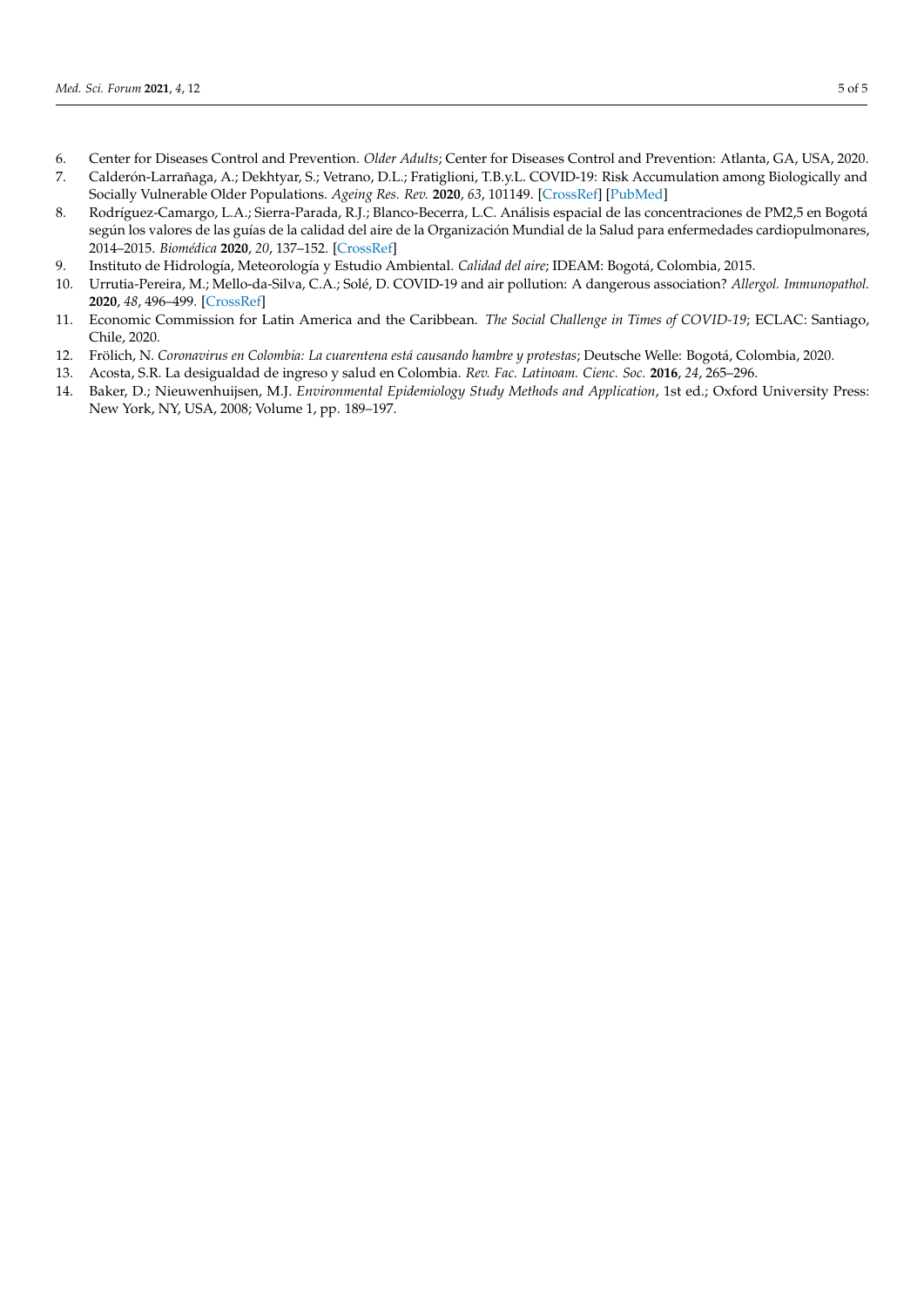6. Center for Diseases Control and Prevention. *Older Adults*; Center for Diseases Control and Prevention: Atlanta, GA, USA, 2020.
7. Calderón-Larrañaga, A.; Dekhtyar, S.; Vetrano, D.L.; Fratiglioni, T.B.y.L. COVID-19: Risk Accumulation among Biologically and Socially Vulnerable Older Populations. *Ageing Res. Rev.* **2020**, *63*, 101149. [CrossRef] [PubMed]
8. Rodríguez-Camargo, L.A.; Sierra-Parada, R.J.; Blanco-Becerra, L.C. Análisis espacial de las concentraciones de PM2,5 en Bogotá según los valores de las guías de la calidad del aire de la Organización Mundial de la Salud para enfermedades cardiopulmonares, 2014–2015. *Biomédica* **2020**, *20*, 137–152. [CrossRef]
9. Instituto de Hidrología, Meteorología y Estudio Ambiental. *Calidad del aire*; IDEAM: Bogotá, Colombia, 2015.
10. Urrutia-Pereira, M.; Mello-da-Silva, C.A.; Solé, D. COVID-19 and air pollution: A dangerous association? *Allergol. Immunopathol.* **2020**, *48*, 496–499. [CrossRef]
11. Economic Commission for Latin America and the Caribbean. *The Social Challenge in Times of COVID-19*; ECLAC: Santiago, Chile, 2020.
12. Frölich, N. *Coronavirus en Colombia: La cuarentena está causando hambre y protestas*; Deutsche Welle: Bogotá, Colombia, 2020.
13. Acosta, S.R. La desigualdad de ingreso y salud en Colombia. *Rev. Fac. Latinoam. Cienc. Soc.* **2016**, *24*, 265–296.
14. Baker, D.; Nieuwenhuijsen, M.J. *Environmental Epidemiology Study Methods and Application*, 1st ed.; Oxford University Press: New York, NY, USA, 2008; Volume 1, pp. 189–197.